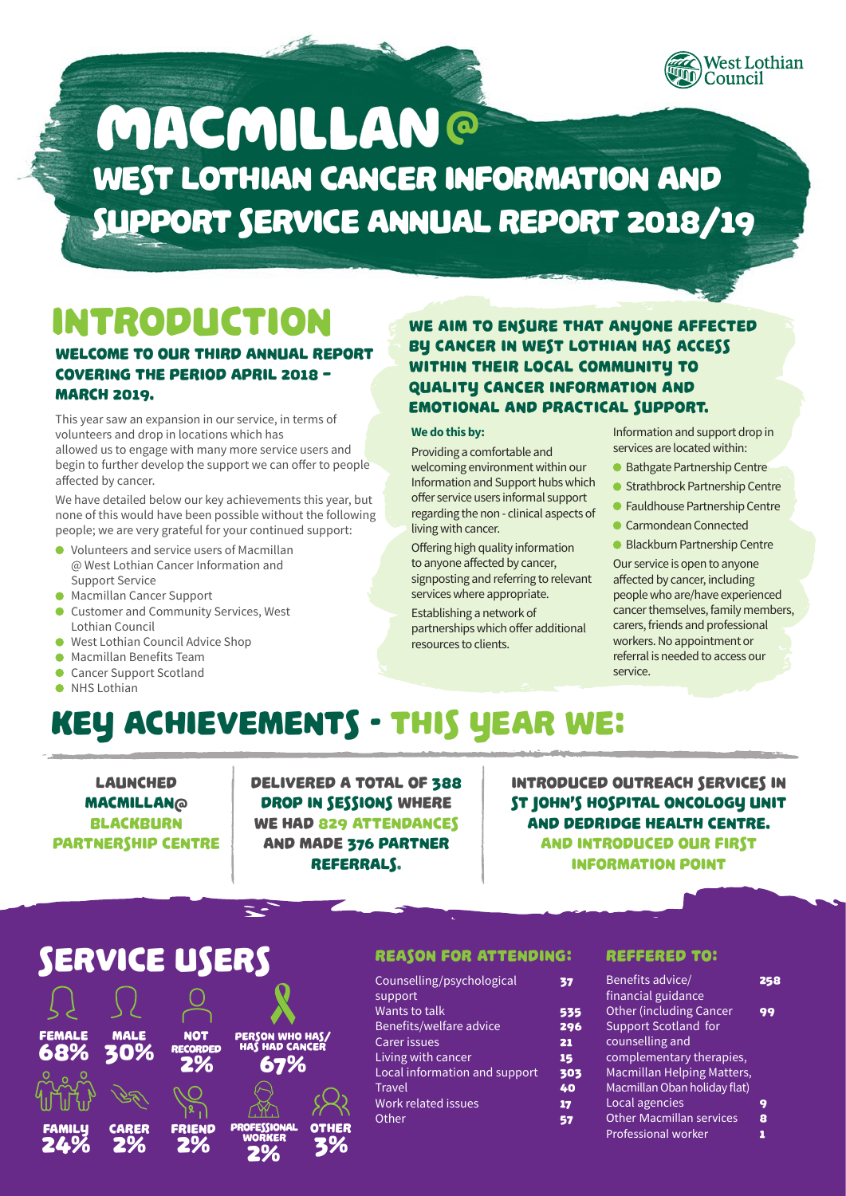West Lothian Council

# MACMILLAN@ WEST LOTHIAN CANCER INFORMATION AND SUPPORT SERVICE ANNUAL REPORT 2018/19

## INTRODUCTION

### WELCOME TO OUR THIRD ANNUAL REPORT COVERING THE PERIOD APRIL 2018 – MARCH 2019.

This year saw an expansion in our service, in terms of volunteers and drop in locations which has allowed us to engage with many more service users and begin to further develop the support we can offer to people affected by cancer.

We have detailed below our key achievements this year, but none of this would have been possible without the following people; we are very grateful for your continued support:

- Volunteers and service users of Macmillan @ West Lothian Cancer Information and Support Service
- Macmillan Cancer Support
- Customer and Community Services, West Lothian Council
- West Lothian Council Advice Shop
- Macmillan Benefits Team
- Cancer Support Scotland
- NHS Lothian

### WE AIM TO ENSURE THAT ANYONE AFFECTED BY CANCER IN WEST LOTHIAN HAS ACCESS WITHIN THEIR LOCAL COMMUNITY TO QUALITY CANCER INFORMATION AND EMOTIONAL AND PRACTICAL SUPPORT.

**We do this by:**

Providing a comfortable and welcoming environment within our Information and Support hubs which offer service users informal support regarding the non - clinical aspects of living with cancer.

Offering high quality information to anyone affected by cancer, signposting and referring to relevant services where appropriate.

Establishing a network of partnerships which offer additional resources to clients.

Information and support drop in services are located within:

- Bathgate Partnership Centre
- Strathbrock Partnership Centre
- Fauldhouse Partnership Centre
- Carmondean Connected
- Blackburn Partnership Centre

Our service is open to anyone affected by cancer, including people who are/have experienced cancer themselves, family members, carers, friends and professional workers. No appointment or referral is needed to access our service.

## KEY ACHIEVEMENTS - THIS YEAR WE:

LAUNCHED MACMILLAN@ BLACKBURN PARTNERSHIP CENTRE

DELIVERED A TOTAL OF 388 DROP IN SESSIONS WHERE WE HAD 829 ATTENDANCES AND MADE 376 PARTNER REFERRALS.

INTRODUCED OUTREACH SERVICES IN ST JOHN'S HOSPITAL ONCOLOGY UNIT AND DEDRIDGE HEALTH CENTRE. AND INTRODUCED OUR FIRST INFORMATION POINT

## SERVICE USERS

- FEMALE 68%
- MALE 30%
- NOT RECORDED 2%
- PERSON WHO HAS/ HAS HAD CANCER 67%
- FAMILY 24%
- CARER 2%
- FRIEND 2%
- PROFESSIONAL WORKER 2%
- OTHER 3%

### REASON FOR ATTENDING:

| Reason | Number |
|---|---|
| Counselling/psychological support | 37 |
| Wants to talk | 535 |
| Benefits/welfare advice | 296 |
| Carer issues | 21 |
| Living with cancer | 15 |
| Local information and support | 303 |
| Travel | 40 |
| Work related issues | 17 |
| Other | 57 |

### REFFERED TO:

| Referred to | Number |
|---|---|
| Benefits advice/ financial guidance | 258 |
| Other (including Cancer Support Scotland for counselling and complementary therapies, Macmillan Helping Matters, Macmillan Oban holiday flat) | 99 |
| Local agencies | 9 |
| Other Macmillan services | 8 |
| Professional worker | 1 |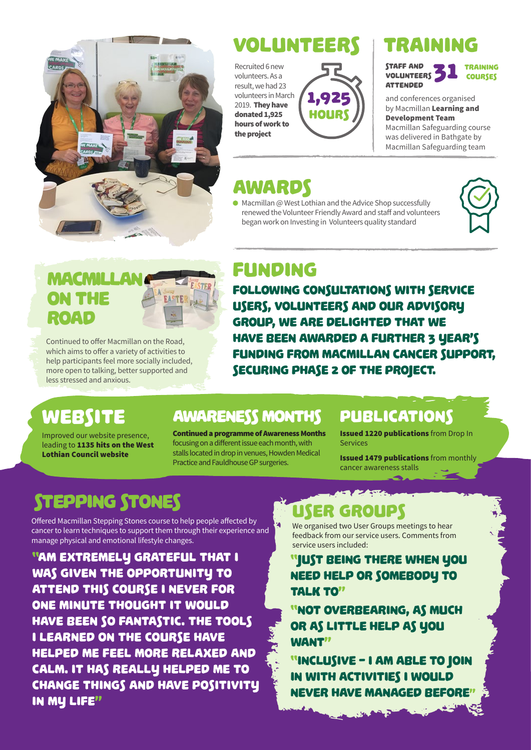## VOLUNTEERS

Recruited 6 new volunteers. As a result, we had 23 volunteers in March 2019. **They have donated 1,925 hours of work to the project**

1,925 HOURS

## TRAINING

STAFF AND VOLUNTEERS ATTENDED **31** TRAINING COURSES

and conferences organised by Macmillan **Learning and Development Team**

Macmillan Safeguarding course was delivered in Bathgate by Macmillan Safeguarding team

## AWARDS

- Macmillan @ West Lothian and the Advice Shop successfully renewed the Volunteer Friendly Award and staff and volunteers began work on Investing in Volunteers quality standard

## MACMILLAN ON THE ROAD

Continued to offer Macmillan on the Road, which aims to offer a variety of activities to help participants feel more socially included, more open to talking, better supported and less stressed and anxious.

## FUNDING

**FOLLOWING CONSULTATIONS WITH SERVICE USERS, VOLUNTEERS AND OUR ADVISORY GROUP, WE ARE DELIGHTED THAT WE HAVE BEEN AWARDED A FURTHER 3 YEAR'S FUNDING FROM MACMILLAN CANCER SUPPORT, SECURING PHASE 2 OF THE PROJECT.**

## WEBSITE

Improved our website presence, leading to **1135 hits on the West Lothian Council website**

## AWARENESS MONTHS

**Continued a programme of Awareness Months** focusing on a different issue each month, with stalls located in drop in venues, Howden Medical Practice and Fauldhouse GP surgeries.

## PUBLICATIONS

**Issued 1220 publications** from Drop In Services

**Issued 1479 publications** from monthly cancer awareness stalls

## STEPPING STONES

Offered Macmillan Stepping Stones course to help people affected by cancer to learn techniques to support them through their experience and manage physical and emotional lifestyle changes.

**"AM EXTREMELY GRATEFUL THAT I WAS GIVEN THE OPPORTUNITY TO ATTEND THIS COURSE I NEVER FOR ONE MINUTE THOUGHT IT WOULD HAVE BEEN SO FANTASTIC. THE TOOLS I LEARNED ON THE COURSE HAVE HELPED ME FEEL MORE RELAXED AND CALM. IT HAS REALLY HELPED ME TO CHANGE THINGS AND HAVE POSITIVITY IN MY LIFE"**

## USER GROUPS

We organised two User Groups meetings to hear feedback from our service users. Comments from service users included:

**"JUST BEING THERE WHEN YOU NEED HELP OR SOMEBODY TO TALK TO"**

**"NOT OVERBEARING, AS MUCH OR AS LITTLE HELP AS YOU WANT"**

**"INCLUSIVE - I AM ABLE TO JOIN IN WITH ACTIVITIES I WOULD NEVER HAVE MANAGED BEFORE"**